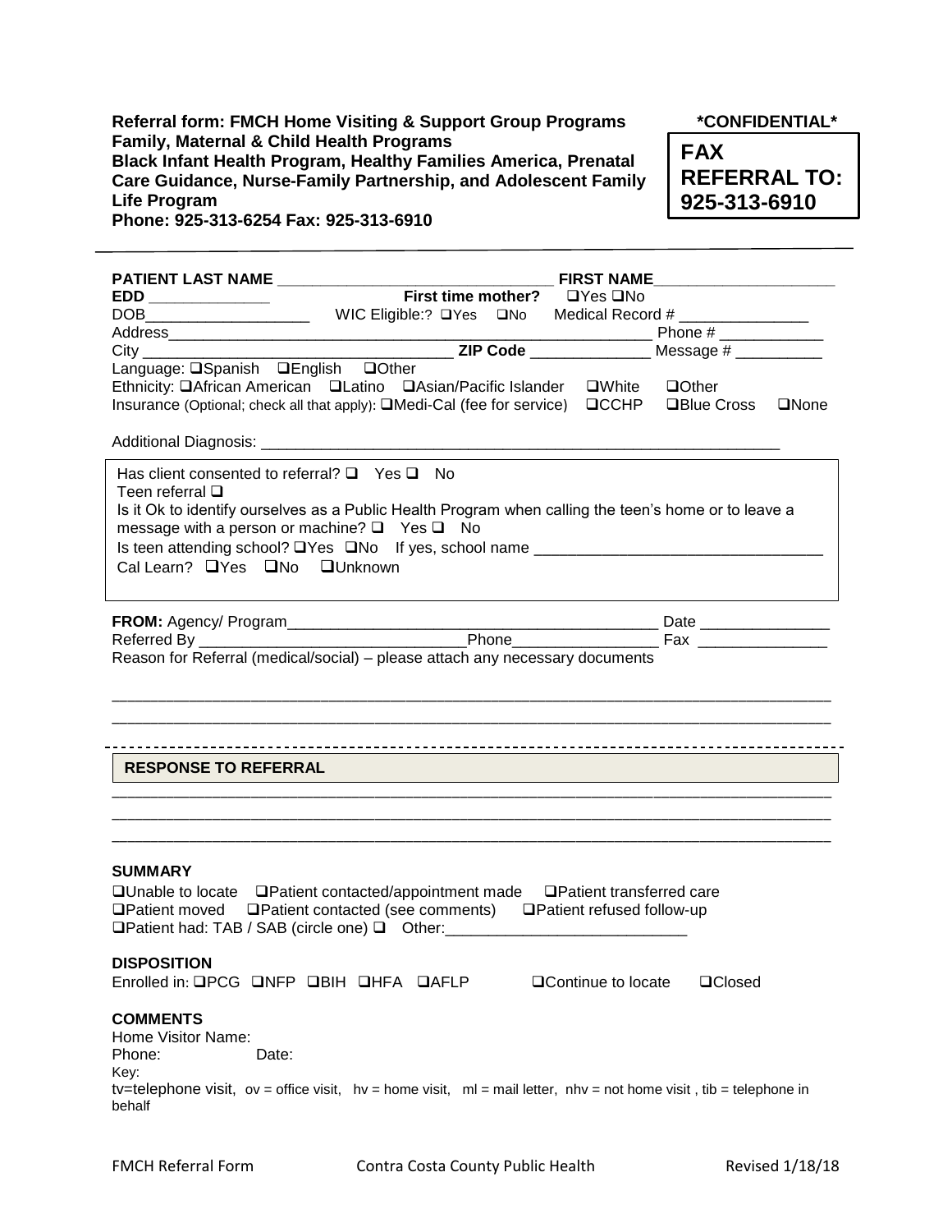**Referral form: FMCH Home Visiting & Support Group Programs**
**Family, Maternal & Child Health Programs**
**Black Infant Health Program, Healthy Families America, Prenatal Care Guidance, Nurse-Family Partnership, and Adolescent Family Life Program**
**Phone: 925-313-6254 Fax: 925-313-6910**

**\*CONFIDENTIAL\***

**FAX REFERRAL TO: 925-313-6910**

---

**PATIENT LAST NAME** _______________________________ **FIRST NAME**____________________

**EDD** ______________ **First time mother?** ❑Yes ❑No

DOB___________________ WIC Eligible:? ❑Yes ❑No Medical Record # _______________

Address_______________________________________________________ Phone # ____________

City ___________________________________ **ZIP Code** ______________ Message # __________

Language: ❑Spanish ❑English ❑Other

Ethnicity: ❑African American ❑Latino ❑Asian/Pacific Islander ❑White ❑Other

Insurance (Optional; check all that apply): ❑Medi-Cal (fee for service) ❑CCHP ❑Blue Cross ❑None

Additional Diagnosis: ____________________________________________________________

Has client consented to referral? ❑ Yes ❑ No
Teen referral ❑
Is it Ok to identify ourselves as a Public Health Program when calling the teen's home or to leave a message with a person or machine? ❑ Yes ❑ No
Is teen attending school? ❑Yes ❑No If yes, school name _________________________________
Cal Learn? ❑Yes ❑No ❑Unknown

**FROM:** Agency/ Program___________________________________________ Date ______________

Referred By _____________________________Phone________________ Fax ______________

Reason for Referral (medical/social) – please attach any necessary documents

_______________________________________________________________________________

_______________________________________________________________________________

---

**RESPONSE TO REFERRAL**

_______________________________________________________________________________

_______________________________________________________________________________

_______________________________________________________________________________

**SUMMARY**

❑Unable to locate ❑Patient contacted/appointment made ❑Patient transferred care
❑Patient moved ❑Patient contacted (see comments) ❑Patient refused follow-up
❑Patient had: TAB / SAB (circle one) ❑ Other:____________________________

**DISPOSITION**

Enrolled in: ❑PCG ❑NFP ❑BIH ❑HFA ❑AFLP ❑Continue to locate ❑Closed

**COMMENTS**

Home Visitor Name:
Phone: Date:
Key:
tv=telephone visit, ov = office visit, hv = home visit, ml = mail letter, nhv = not home visit , tib = telephone in behalf

FMCH Referral Form Contra Costa County Public Health Revised 1/18/18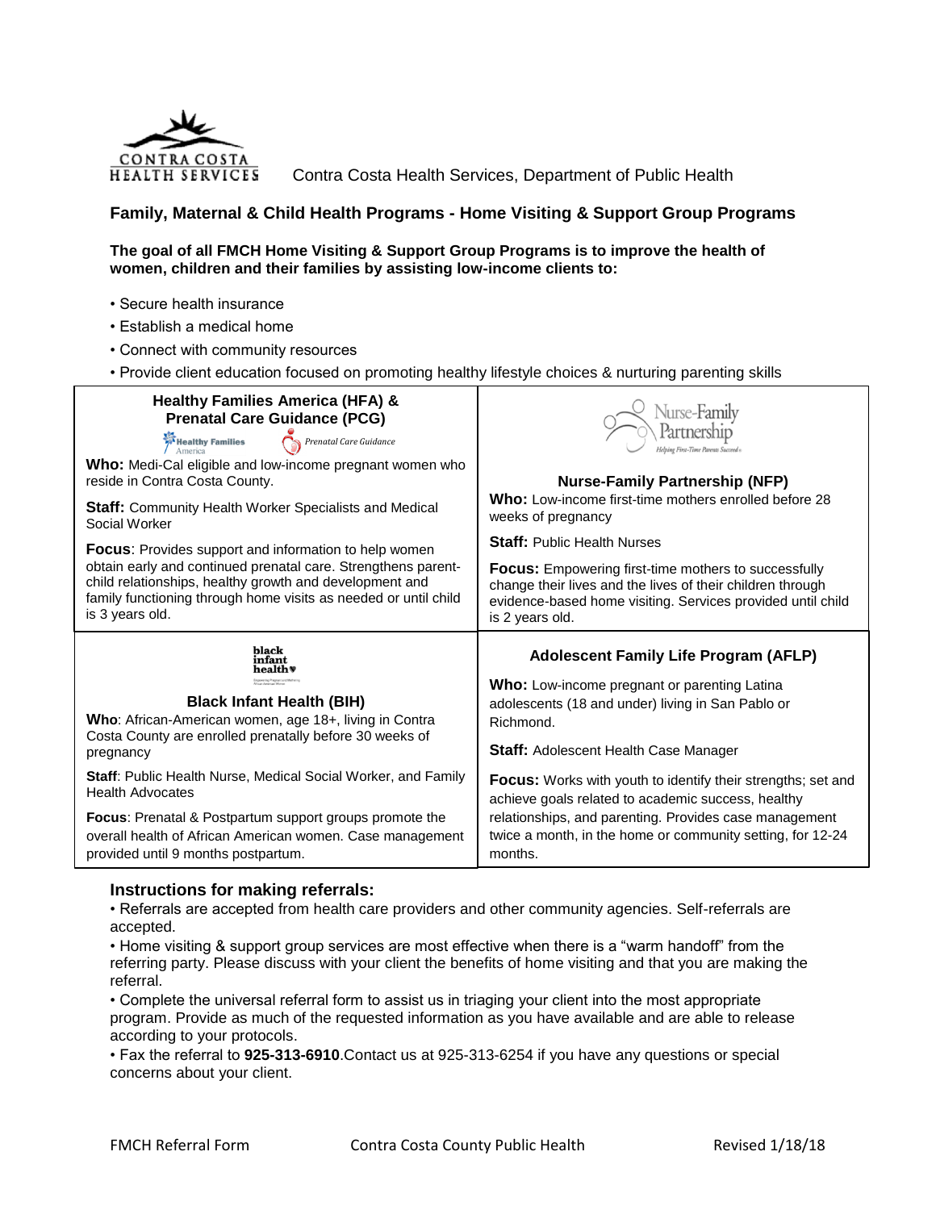Contra Costa Health Services, Department of Public Health

## Family, Maternal & Child Health Programs - Home Visiting & Support Group Programs

**The goal of all FMCH Home Visiting & Support Group Programs is to improve the health of women, children and their families by assisting low-income clients to:**

- Secure health insurance
- Establish a medical home
- Connect with community resources
- Provide client education focused on promoting healthy lifestyle choices & nurturing parenting skills

### Healthy Families America (HFA) & Prenatal Care Guidance (PCG)

**Who:** Medi-Cal eligible and low-income pregnant women who reside in Contra Costa County.

**Staff:** Community Health Worker Specialists and Medical Social Worker

**Focus**: Provides support and information to help women obtain early and continued prenatal care. Strengthens parent-child relationships, healthy growth and development and family functioning through home visits as needed or until child is 3 years old.

### Nurse-Family Partnership (NFP)

**Who:** Low-income first-time mothers enrolled before 28 weeks of pregnancy

**Staff:** Public Health Nurses

**Focus:** Empowering first-time mothers to successfully change their lives and the lives of their children through evidence-based home visiting. Services provided until child is 2 years old.

### Black Infant Health (BIH)

**Who**: African-American women, age 18+, living in Contra Costa County are enrolled prenatally before 30 weeks of pregnancy

**Staff**: Public Health Nurse, Medical Social Worker, and Family Health Advocates

**Focus**: Prenatal & Postpartum support groups promote the overall health of African American women. Case management provided until 9 months postpartum.

### Adolescent Family Life Program (AFLP)

**Who:** Low-income pregnant or parenting Latina adolescents (18 and under) living in San Pablo or Richmond.

**Staff:** Adolescent Health Case Manager

**Focus:** Works with youth to identify their strengths; set and achieve goals related to academic success, healthy relationships, and parenting. Provides case management twice a month, in the home or community setting, for 12-24 months.

### Instructions for making referrals:

- Referrals are accepted from health care providers and other community agencies. Self-referrals are accepted.
- Home visiting & support group services are most effective when there is a "warm handoff" from the referring party. Please discuss with your client the benefits of home visiting and that you are making the referral.
- Complete the universal referral form to assist us in triaging your client into the most appropriate program. Provide as much of the requested information as you have available and are able to release according to your protocols.
- Fax the referral to **925-313-6910**.Contact us at 925-313-6254 if you have any questions or special concerns about your client.